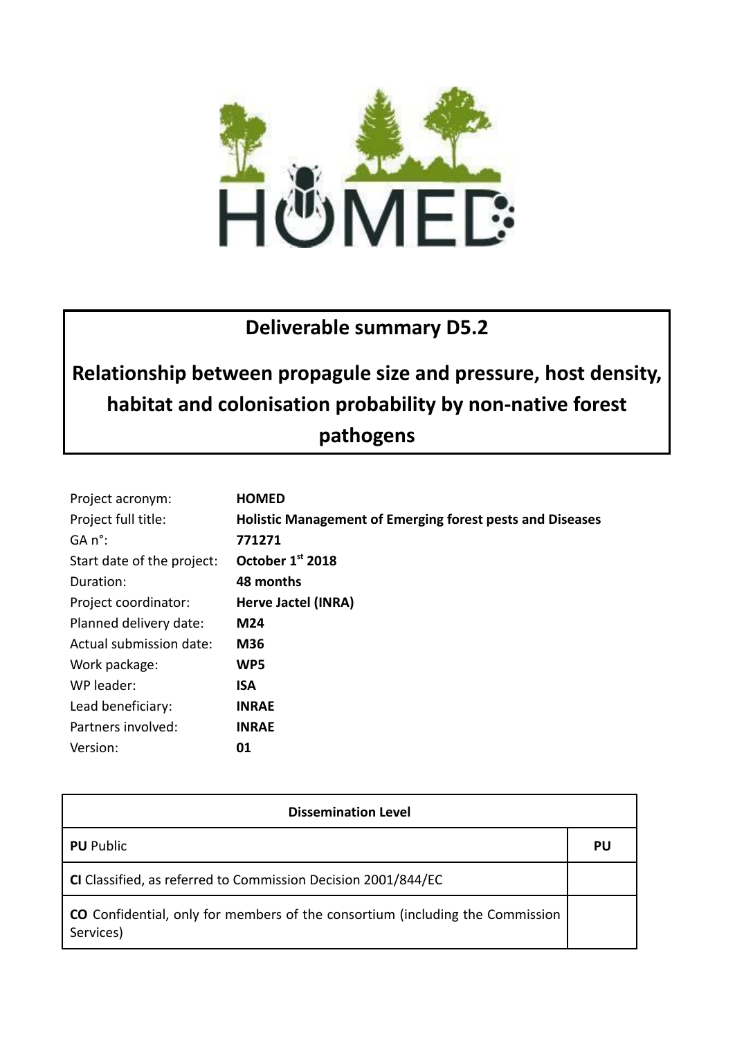# Deliverable summary D5.2

## Relationship between propagule size and pressure, host density, habitat and colonisation probability by non-native forest pathogens

| | |
|---|---|
| Project acronym: | **HOMED** |
| Project full title: | **Holistic Management of Emerging forest pests and Diseases** |
| GA n°: | **771271** |
| Start date of the project: | **October 1st 2018** |
| Duration: | **48 months** |
| Project coordinator: | **Herve Jactel (INRA)** |
| Planned delivery date: | **M24** |
| Actual submission date: | **M36** |
| Work package: | **WP5** |
| WP leader: | **ISA** |
| Lead beneficiary: | **INRAE** |
| Partners involved: | **INRAE** |
| Version: | **01** |

| Dissemination Level | |
|---|---|
| **PU** Public | PU |
| **CI** Classified, as referred to Commission Decision 2001/844/EC | |
| **CO** Confidential, only for members of the consortium (including the Commission Services) | |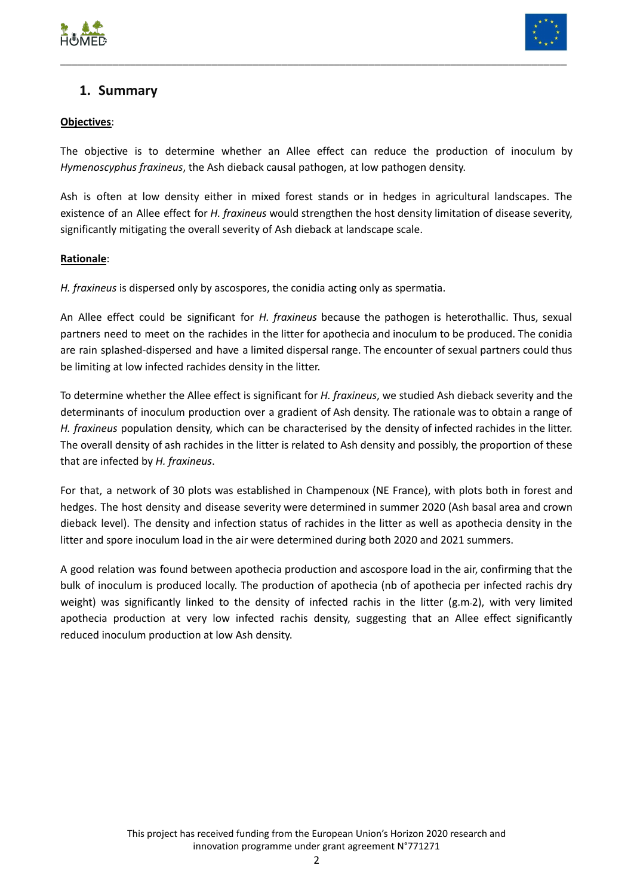## 1. Summary

**Objectives**:

The objective is to determine whether an Allee effect can reduce the production of inoculum by *Hymenoscyphus fraxineus*, the Ash dieback causal pathogen, at low pathogen density.

Ash is often at low density either in mixed forest stands or in hedges in agricultural landscapes. The existence of an Allee effect for *H. fraxineus* would strengthen the host density limitation of disease severity, significantly mitigating the overall severity of Ash dieback at landscape scale.

**Rationale**:

*H. fraxineus* is dispersed only by ascospores, the conidia acting only as spermatia.

An Allee effect could be significant for *H. fraxineus* because the pathogen is heterothallic. Thus, sexual partners need to meet on the rachides in the litter for apothecia and inoculum to be produced. The conidia are rain splashed-dispersed and have a limited dispersal range. The encounter of sexual partners could thus be limiting at low infected rachides density in the litter.

To determine whether the Allee effect is significant for *H. fraxineus*, we studied Ash dieback severity and the determinants of inoculum production over a gradient of Ash density. The rationale was to obtain a range of *H. fraxineus* population density, which can be characterised by the density of infected rachides in the litter. The overall density of ash rachides in the litter is related to Ash density and possibly, the proportion of these that are infected by *H. fraxineus*.

For that, a network of 30 plots was established in Champenoux (NE France), with plots both in forest and hedges. The host density and disease severity were determined in summer 2020 (Ash basal area and crown dieback level). The density and infection status of rachides in the litter as well as apothecia density in the litter and spore inoculum load in the air were determined during both 2020 and 2021 summers.

A good relation was found between apothecia production and ascospore load in the air, confirming that the bulk of inoculum is produced locally. The production of apothecia (nb of apothecia per infected rachis dry weight) was significantly linked to the density of infected rachis in the litter ($g.m^{-2}$), with very limited apothecia production at very low infected rachis density, suggesting that an Allee effect significantly reduced inoculum production at low Ash density.

This project has received funding from the European Union's Horizon 2020 research and innovation programme under grant agreement N°771271